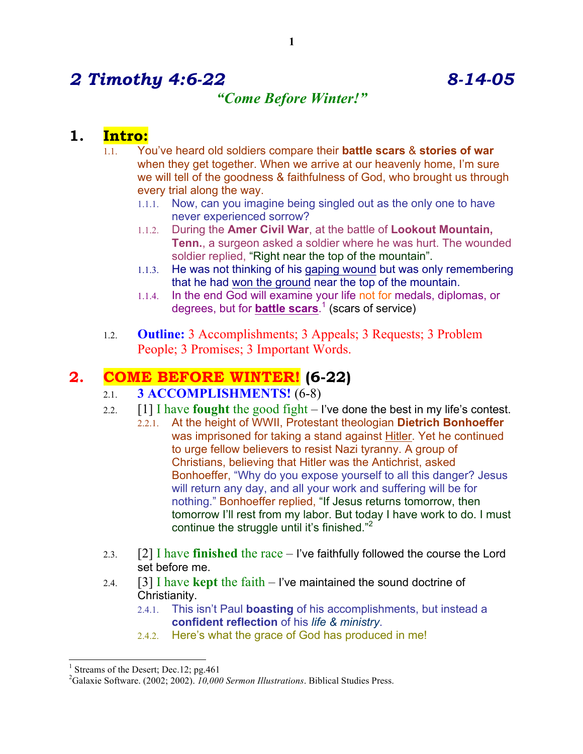# *2 Timothy 4:6-22* *8-14-05*

## ***"Come Before Winter!"***

## 1. Intro:

1.1. You've heard old soldiers compare their **battle scars** & **stories of war** when they get together. When we arrive at our heavenly home, I'm sure we will tell of the goodness & faithfulness of God, who brought us through every trial along the way.

1.1.1. Now, can you imagine being singled out as the only one to have never experienced sorrow?

1.1.2. During the **Amer Civil War**, at the battle of **Lookout Mountain, Tenn.**, a surgeon asked a soldier where he was hurt. The wounded soldier replied, "Right near the top of the mountain".

1.1.3. He was not thinking of his gaping wound but was only remembering that he had won the ground near the top of the mountain.

1.1.4. In the end God will examine your life not for medals, diplomas, or degrees, but for **battle scars**.[1] (scars of service)

1.2. **Outline:** 3 Accomplishments; 3 Appeals; 3 Requests; 3 Problem People; 3 Promises; 3 Important Words.

## 2. COME BEFORE WINTER! (6-22)

2.1. **3 ACCOMPLISHMENTS!** (6-8)

2.2. [1] I have **fought** the good fight – I've done the best in my life's contest.

2.2.1. At the height of WWII, Protestant theologian **Dietrich Bonhoeffer** was imprisoned for taking a stand against Hitler. Yet he continued to urge fellow believers to resist Nazi tyranny. A group of Christians, believing that Hitler was the Antichrist, asked Bonhoeffer, "Why do you expose yourself to all this danger? Jesus will return any day, and all your work and suffering will be for nothing." Bonhoeffer replied, "If Jesus returns tomorrow, then tomorrow I'll rest from my labor. But today I have work to do. I must continue the struggle until it's finished."[2]

2.3. [2] I have **finished** the race – I've faithfully followed the course the Lord set before me.

2.4. [3] I have **kept** the faith – I've maintained the sound doctrine of Christianity.

2.4.1. This isn't Paul **boasting** of his accomplishments, but instead a **confident reflection** of his *life & ministry*.

2.4.2. Here's what the grace of God has produced in me!

---

[1] Streams of the Desert; Dec.12; pg.461

[2] Galaxie Software. (2002; 2002). *10,000 Sermon Illustrations*. Biblical Studies Press.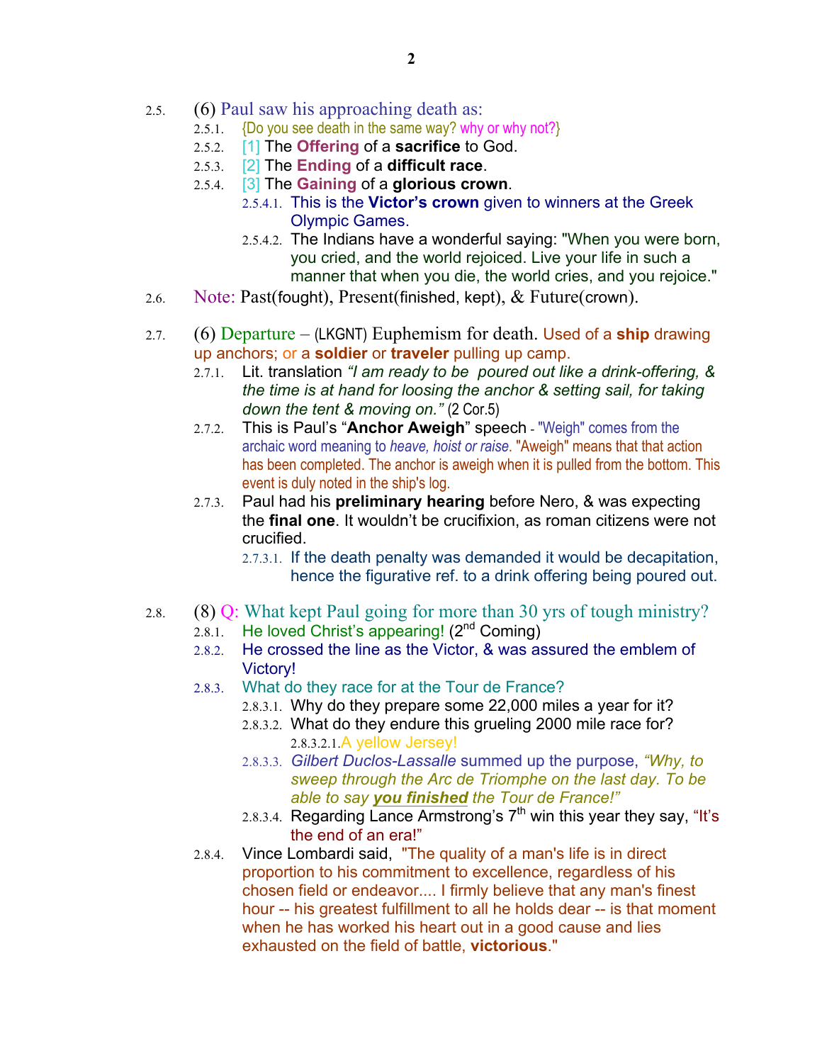2.5. (6) Paul saw his approaching death as:

- 2.5.1. {Do you see death in the same way? why or why not?}
- 2.5.2. [1] The **Offering** of a **sacrifice** to God.
- 2.5.3. [2] The **Ending** of a **difficult race**.
- 2.5.4. [3] The **Gaining** of a **glorious crown**.
  - 2.5.4.1. This is the **Victor's crown** given to winners at the Greek Olympic Games.
  - 2.5.4.2. The Indians have a wonderful saying: "When you were born, you cried, and the world rejoiced. Live your life in such a manner that when you die, the world cries, and you rejoice."

2.6. Note: Past(fought), Present(finished, kept), & Future(crown).

2.7. (6) Departure – (LKGNT) Euphemism for death. Used of a **ship** drawing up anchors; or a **soldier** or **traveler** pulling up camp.

- 2.7.1. Lit. translation *"I am ready to be poured out like a drink-offering, & the time is at hand for loosing the anchor & setting sail, for taking down the tent & moving on."* (2 Cor.5)
- 2.7.2. This is Paul's "**Anchor Aweigh**" speech - "Weigh" comes from the archaic word meaning to *heave, hoist or raise*. "Aweigh" means that that action has been completed. The anchor is aweigh when it is pulled from the bottom. This event is duly noted in the ship's log.
- 2.7.3. Paul had his **preliminary hearing** before Nero, & was expecting the **final one**. It wouldn't be crucifixion, as roman citizens were not crucified.
  - 2.7.3.1. If the death penalty was demanded it would be decapitation, hence the figurative ref. to a drink offering being poured out.

2.8. (8) Q: What kept Paul going for more than 30 yrs of tough ministry?

- 2.8.1. He loved Christ's appearing! (2nd Coming)
- 2.8.2. He crossed the line as the Victor, & was assured the emblem of Victory!
- 2.8.3. What do they race for at the Tour de France?
  - 2.8.3.1. Why do they prepare some 22,000 miles a year for it?
  - 2.8.3.2. What do they endure this grueling 2000 mile race for?
    - 2.8.3.2.1. A yellow Jersey!
  - 2.8.3.3. *Gilbert Duclos-Lassalle* summed up the purpose, *"Why, to sweep through the Arc de Triomphe on the last day. To be able to say **you finished** the Tour de France!"*
  - 2.8.3.4. Regarding Lance Armstrong's 7th win this year they say, "It's the end of an era!"
- 2.8.4. Vince Lombardi said, "The quality of a man's life is in direct proportion to his commitment to excellence, regardless of his chosen field or endeavor.... I firmly believe that any man's finest hour -- his greatest fulfillment to all he holds dear -- is that moment when he has worked his heart out in a good cause and lies exhausted on the field of battle, **victorious**."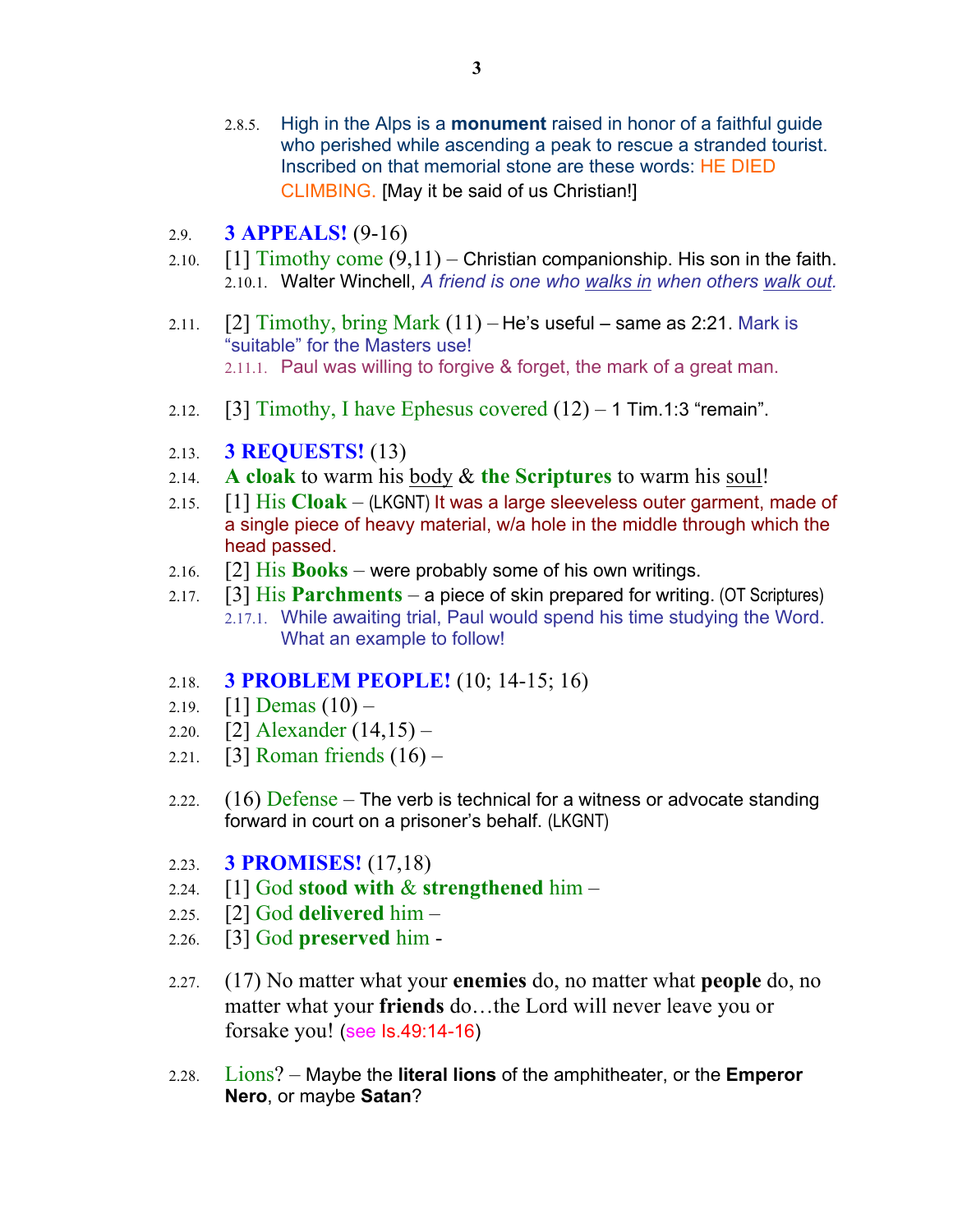2.8.5. High in the Alps is a **monument** raised in honor of a faithful guide who perished while ascending a peak to rescue a stranded tourist. Inscribed on that memorial stone are these words: HE DIED CLIMBING. [May it be said of us Christian!]

2.9. **3 APPEALS!** (9-16)

2.10. [1] Timothy come (9,11) – Christian companionship. His son in the faith.

2.10.1. Walter Winchell, *A friend is one who walks in when others walk out.*

2.11. [2] Timothy, bring Mark (11) – He's useful – same as 2:21. Mark is "suitable" for the Masters use!

2.11.1. Paul was willing to forgive & forget, the mark of a great man.

2.12. [3] Timothy, I have Ephesus covered (12) – 1 Tim.1:3 "remain".

2.13. **3 REQUESTS!** (13)

2.14. **A cloak** to warm his body & **the Scriptures** to warm his soul!

2.15. [1] His **Cloak** – (LKGNT) It was a large sleeveless outer garment, made of a single piece of heavy material, w/a hole in the middle through which the head passed.

2.16. [2] His **Books** – were probably some of his own writings.

2.17. [3] His **Parchments** – a piece of skin prepared for writing. (OT Scriptures)

2.17.1. While awaiting trial, Paul would spend his time studying the Word. What an example to follow!

2.18. **3 PROBLEM PEOPLE!** (10; 14-15; 16)

2.19. [1] Demas (10) –

2.20. [2] Alexander (14,15) –

2.21. [3] Roman friends (16) –

2.22. (16) Defense – The verb is technical for a witness or advocate standing forward in court on a prisoner's behalf. (LKGNT)

2.23. **3 PROMISES!** (17,18)

2.24. [1] God **stood with** & **strengthened** him –

2.25. [2] God **delivered** him –

2.26. [3] God **preserved** him -

2.27. (17) No matter what your **enemies** do, no matter what **people** do, no matter what your **friends** do…the Lord will never leave you or forsake you! (see Is.49:14-16)

2.28. Lions? – Maybe the **literal lions** of the amphitheater, or the **Emperor Nero**, or maybe **Satan**?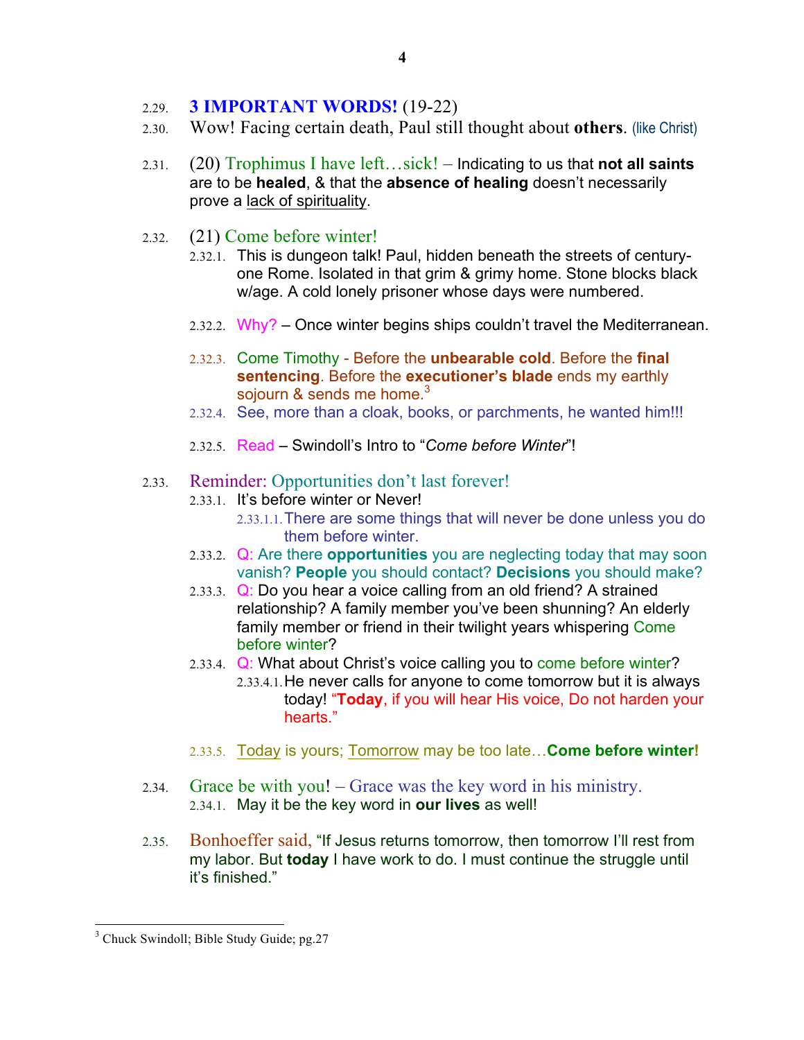2.29. **3 IMPORTANT WORDS!** (19-22)

2.30. Wow! Facing certain death, Paul still thought about **others**. (like Christ)

2.31. (20) Trophimus I have left…sick! – Indicating to us that **not all saints** are to be **healed**, & that the **absence of healing** doesn't necessarily prove a lack of spirituality.

2.32. (21) Come before winter!

- 2.32.1. This is dungeon talk! Paul, hidden beneath the streets of century-one Rome. Isolated in that grim & grimy home. Stone blocks black w/age. A cold lonely prisoner whose days were numbered.
- 2.32.2. Why? – Once winter begins ships couldn't travel the Mediterranean.
- 2.32.3. Come Timothy - Before the **unbearable cold**. Before the **final sentencing**. Before the **executioner's blade** ends my earthly sojourn & sends me home.[3]
- 2.32.4. See, more than a cloak, books, or parchments, he wanted him!!!
- 2.32.5. Read – Swindoll's Intro to "*Come before Winter*"!

2.33. Reminder: Opportunities don't last forever!

- 2.33.1. It's before winter or Never!
  - 2.33.1.1. There are some things that will never be done unless you do them before winter.
- 2.33.2. Q: Are there **opportunities** you are neglecting today that may soon vanish? **People** you should contact? **Decisions** you should make?
- 2.33.3. Q: Do you hear a voice calling from an old friend? A strained relationship? A family member you've been shunning? An elderly family member or friend in their twilight years whispering Come before winter?
- 2.33.4. Q: What about Christ's voice calling you to come before winter?
  - 2.33.4.1. He never calls for anyone to come tomorrow but it is always today! "**Today**, if you will hear His voice, Do not harden your hearts."
- 2.33.5. Today is yours; Tomorrow may be too late…**Come before winter!**

2.34. Grace be with you! – Grace was the key word in his ministry.

- 2.34.1. May it be the key word in **our lives** as well!

2.35. Bonhoeffer said, "If Jesus returns tomorrow, then tomorrow I'll rest from my labor. But **today** I have work to do. I must continue the struggle until it's finished."

---

[3] Chuck Swindoll; Bible Study Guide; pg.27